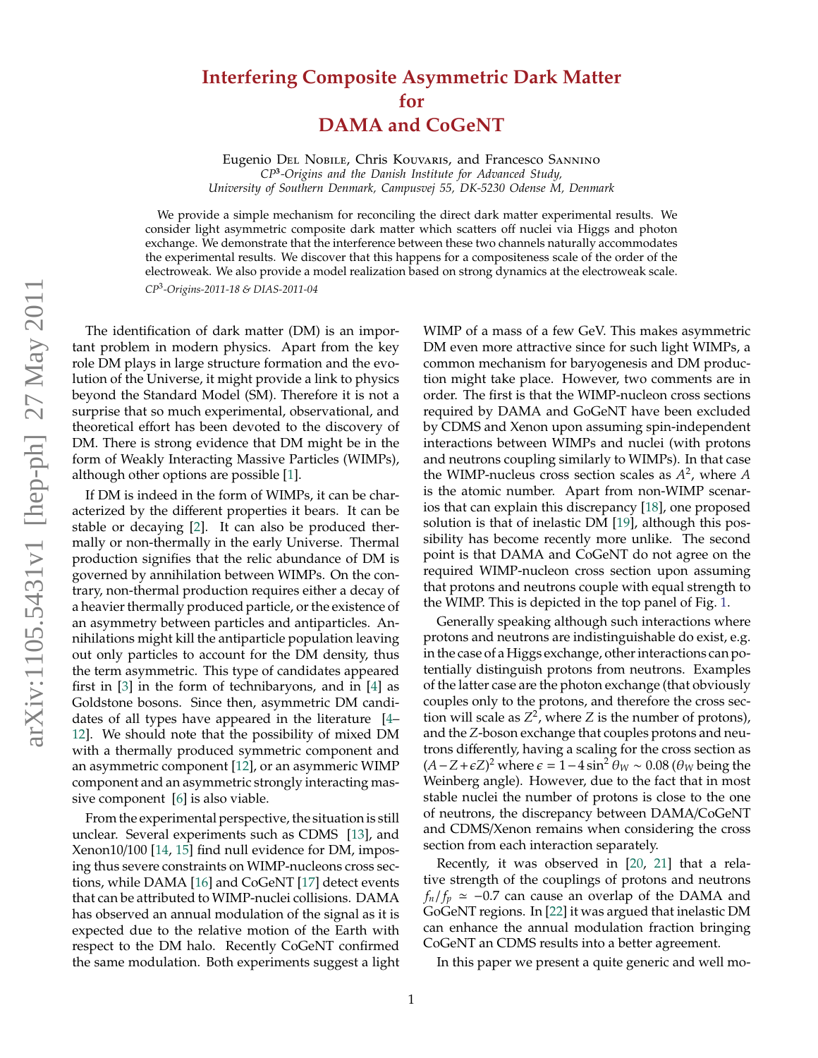# Interfering Composite Asymmetric Dark Matter for DAMA and CoGeNT

Eugenio Del Nobile, Chris Kouvaris, and Francesco Sannino

*CP³-Origins and the Danish Institute for Advanced Study, University of Southern Denmark, Campusvej 55, DK-5230 Odense M, Denmark*

We provide a simple mechanism for reconciling the direct dark matter experimental results. We consider light asymmetric composite dark matter which scatters off nuclei via Higgs and photon exchange. We demonstrate that the interference between these two channels naturally accommodates the experimental results. We discover that this happens for a compositeness scale of the order of the electroweak. We also provide a model realization based on strong dynamics at the electroweak scale.

*CP³-Origins-2011-18 & DIAS-2011-04*

The identification of dark matter (DM) is an important problem in modern physics. Apart from the key role DM plays in large structure formation and the evolution of the Universe, it might provide a link to physics beyond the Standard Model (SM). Therefore it is not a surprise that so much experimental, observational, and theoretical effort has been devoted to the discovery of DM. There is strong evidence that DM might be in the form of Weakly Interacting Massive Particles (WIMPs), although other options are possible [1].

If DM is indeed in the form of WIMPs, it can be characterized by the different properties it bears. It can be stable or decaying [2]. It can also be produced thermally or non-thermally in the early Universe. Thermal production signifies that the relic abundance of DM is governed by annihilation between WIMPs. On the contrary, non-thermal production requires either a decay of a heavier thermally produced particle, or the existence of an asymmetry between particles and antiparticles. Annihilations might kill the antiparticle population leaving out only particles to account for the DM density, thus the term asymmetric. This type of candidates appeared first in [3] in the form of technibaryons, and in [4] as Goldstone bosons. Since then, asymmetric DM candidates of all types have appeared in the literature [4–12]. We should note that the possibility of mixed DM with a thermally produced symmetric component and an asymmetric component [12], or an asymmetric WIMP component and an asymmetric strongly interacting massive component [6] is also viable.

From the experimental perspective, the situation is still unclear. Several experiments such as CDMS [13], and Xenon10/100 [14, 15] find null evidence for DM, imposing thus severe constraints on WIMP-nucleons cross sections, while DAMA [16] and CoGeNT [17] detect events that can be attributed to WIMP-nuclei collisions. DAMA has observed an annual modulation of the signal as it is expected due to the relative motion of the Earth with respect to the DM halo. Recently CoGeNT confirmed the same modulation. Both experiments suggest a light WIMP of a mass of a few GeV. This makes asymmetric DM even more attractive since for such light WIMPs, a common mechanism for baryogenesis and DM production might take place. However, two comments are in order. The first is that the WIMP-nucleon cross sections required by DAMA and GoGeNT have been excluded by CDMS and Xenon upon assuming spin-independent interactions between WIMPs and nuclei (with protons and neutrons coupling similarly to WIMPs). In that case the WIMP-nucleus cross section scales as $A^2$, where $A$ is the atomic number. Apart from non-WIMP scenarios that can explain this discrepancy [18], one proposed solution is that of inelastic DM [19], although this possibility has become recently more unlike. The second point is that DAMA and CoGeNT do not agree on the required WIMP-nucleon cross section upon assuming that protons and neutrons couple with equal strength to the WIMP. This is depicted in the top panel of Fig. 1.

Generally speaking although such interactions where protons and neutrons are indistinguishable do exist, e.g. in the case of a Higgs exchange, other interactions can potentially distinguish protons from neutrons. Examples of the latter case are the photon exchange (that obviously couples only to the protons, and therefore the cross section will scale as $Z^2$, where $Z$ is the number of protons), and the $Z$-boson exchange that couples protons and neutrons differently, having a scaling for the cross section as $(A - Z + \epsilon Z)^2$ where $\epsilon = 1 - 4\sin^2\theta_W \sim 0.08$ ($\theta_W$ being the Weinberg angle). However, due to the fact that in most stable nuclei the number of protons is close to the one of neutrons, the discrepancy between DAMA/CoGeNT and CDMS/Xenon remains when considering the cross section from each interaction separately.

Recently, it was observed in [20, 21] that a relative strength of the couplings of protons and neutrons $f_n/f_p \simeq -0.7$ can cause an overlap of the DAMA and GoGeNT regions. In [22] it was argued that inelastic DM can enhance the annual modulation fraction bringing CoGeNT an CDMS results into a better agreement.

In this paper we present a quite generic and well mo-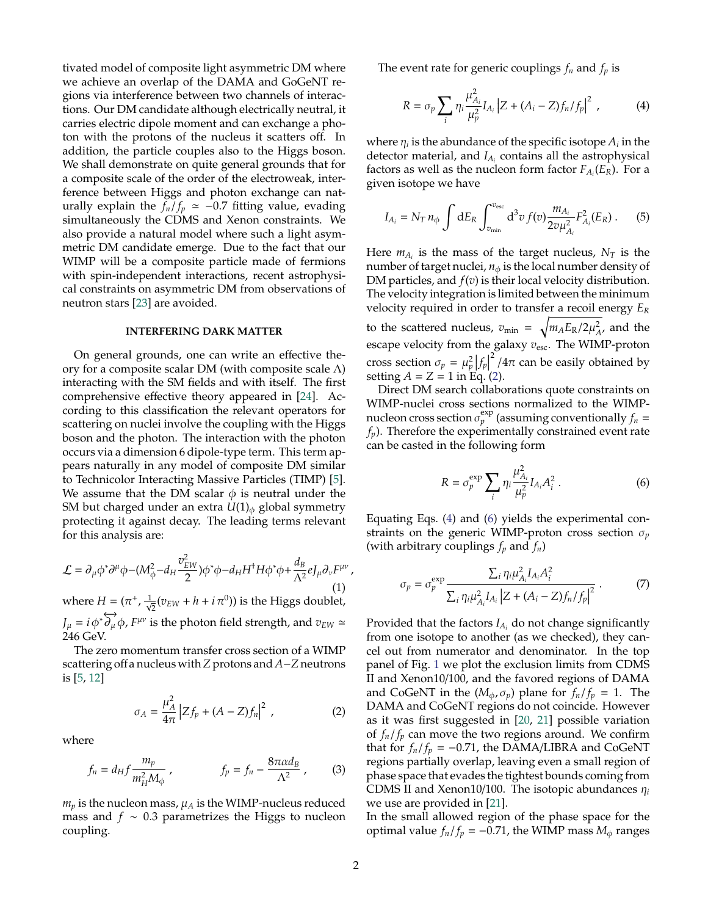tivated model of composite light asymmetric DM where we achieve an overlap of the DAMA and GoGeNT regions via interference between two channels of interactions. Our DM candidate although electrically neutral, it carries electric dipole moment and can exchange a photon with the protons of the nucleus it scatters off. In addition, the particle couples also to the Higgs boson. We shall demonstrate on quite general grounds that for a composite scale of the order of the electroweak, interference between Higgs and photon exchange can naturally explain the $f_n/f_p \simeq -0.7$ fitting value, evading simultaneously the CDMS and Xenon constraints. We also provide a natural model where such a light asymmetric DM candidate emerge. Due to the fact that our WIMP will be a composite particle made of fermions with spin-independent interactions, recent astrophysical constraints on asymmetric DM from observations of neutron stars [23] are avoided.

### INTERFERING DARK MATTER

On general grounds, one can write an effective theory for a composite scalar DM (with composite scale $\Lambda$) interacting with the SM fields and with itself. The first comprehensive effective theory appeared in [24]. According to this classification the relevant operators for scattering on nuclei involve the coupling with the Higgs boson and the photon. The interaction with the photon occurs via a dimension 6 dipole-type term. This term appears naturally in any model of composite DM similar to Technicolor Interacting Massive Particles (TIMP) [5]. We assume that the DM scalar $\phi$ is neutral under the SM but charged under an extra $U(1)_\phi$ global symmetry protecting it against decay. The leading terms relevant for this analysis are:

$$\mathcal{L} = \partial_\mu\phi^*\partial^\mu\phi - (M_\phi^2 - d_H\frac{v_{EW}^2}{2})\phi^*\phi - d_H H^\dagger H\phi^*\phi + \frac{d_B}{\Lambda^2}eJ_\mu\partial_\nu F^{\mu\nu}, \quad (1)$$

where $H = (\pi^+, \frac{1}{\sqrt{2}}(v_{EW} + h + i\,\pi^0))$ is the Higgs doublet, $J_\mu = i\,\phi^*\overleftrightarrow{\partial_\mu}\phi$, $F^{\mu\nu}$ is the photon field strength, and $v_{EW} \simeq 246$ GeV.

The zero momentum transfer cross section of a WIMP scattering off a nucleus with $Z$ protons and $A-Z$ neutrons is [5, 12]

$$\sigma_A = \frac{\mu_A^2}{4\pi}\left|Zf_p + (A-Z)f_n\right|^2 , \quad (2)$$

where

$$f_n = d_H f\frac{m_p}{m_H^2 M_\phi} , \qquad f_p = f_n - \frac{8\pi\alpha d_B}{\Lambda^2} , \quad (3)$$

$m_p$ is the nucleon mass, $\mu_A$ is the WIMP-nucleus reduced mass and $f \sim 0.3$ parametrizes the Higgs to nucleon coupling.

The event rate for generic couplings $f_n$ and $f_p$ is

$$R = \sigma_p\sum_i \eta_i\frac{\mu_{A_i}^2}{\mu_p^2}I_{A_i}\left|Z + (A_i - Z)f_n/f_p\right|^2 , \quad (4)$$

where $\eta_i$ is the abundance of the specific isotope $A_i$ in the detector material, and $I_{A_i}$ contains all the astrophysical factors as well as the nucleon form factor $F_{A_i}(E_R)$. For a given isotope we have

$$I_{A_i} = N_T\,n_\phi\int \mathrm{d}E_R\int_{v_{\min}}^{v_{\mathrm{esc}}}\mathrm{d}^3v\,f(v)\frac{m_{A_i}}{2v\mu_{A_i}^2}F_{A_i}^2(E_R) . \quad (5)$$

Here $m_{A_i}$ is the mass of the target nucleus, $N_T$ is the number of target nuclei, $n_\phi$ is the local number density of DM particles, and $f(v)$ is their local velocity distribution. The velocity integration is limited between the minimum velocity required in order to transfer a recoil energy $E_R$ to the scattered nucleus, $v_{\min} = \sqrt{m_A E_R/2\mu_A^2}$, and the escape velocity from the galaxy $v_{\mathrm{esc}}$. The WIMP-proton cross section $\sigma_p = \mu_p^2\left|f_p\right|^2/4\pi$ can be easily obtained by setting $A = Z = 1$ in Eq. (2).

Direct DM search collaborations quote constraints on WIMP-nuclei cross sections normalized to the WIMP-nucleon cross section $\sigma_p^{\mathrm{exp}}$ (assuming conventionally $f_n = f_p$). Therefore the experimentally constrained event rate can be casted in the following form

$$R = \sigma_p^{\mathrm{exp}}\sum_i \eta_i\frac{\mu_{A_i}^2}{\mu_p^2}I_{A_i}A_i^2 . \quad (6)$$

Equating Eqs. (4) and (6) yields the experimental constraints on the generic WIMP-proton cross section $\sigma_p$ (with arbitrary couplings $f_p$ and $f_n$)

$$\sigma_p = \sigma_p^{\mathrm{exp}}\frac{\sum_i \eta_i\mu_{A_i}^2 I_{A_i}A_i^2}{\sum_i \eta_i\mu_{A_i}^2 I_{A_i}\left|Z + (A_i - Z)f_n/f_p\right|^2} . \quad (7)$$

Provided that the factors $I_{A_i}$ do not change significantly from one isotope to another (as we checked), they can cel out from numerator and denominator. In the top panel of Fig. 1 we plot the exclusion limits from CDMS II and Xenon10/100, and the favored regions of DAMA and CoGeNT in the $(M_\phi, \sigma_p)$ plane for $f_n/f_p = 1$. The DAMA and CoGeNT regions do not coincide. However as it was first suggested in [20, 21] possible variation of $f_n/f_p$ can move the two regions around. We confirm that for $f_n/f_p = -0.71$, the DAMA/LIBRA and CoGeNT regions partially overlap, leaving even a small region of phase space that evades the tightest bounds coming from CDMS II and Xenon10/100. The isotopic abundances $\eta_i$ we use are provided in [21].

In the small allowed region of the phase space for the optimal value $f_n/f_p = -0.71$, the WIMP mass $M_\phi$ ranges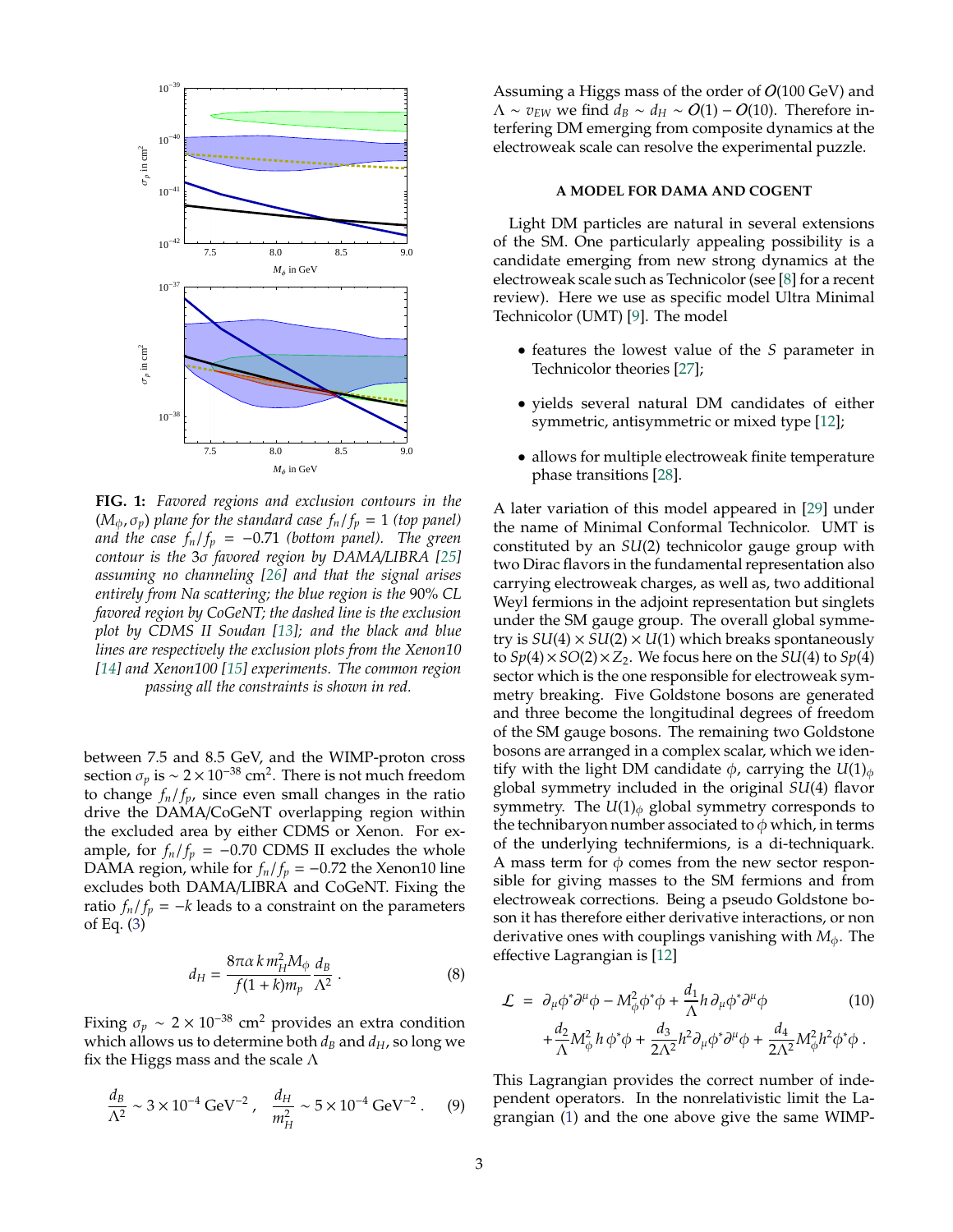FIG. 1: *Favored regions and exclusion contours in the $(M_\phi, \sigma_p)$ plane for the standard case $f_n/f_p = 1$ (top panel) and the case $f_n/f_p = -0.71$ (bottom panel). The green contour is the 3σ favored region by DAMA/LIBRA [25] assuming no channeling [26] and that the signal arises entirely from Na scattering; the blue region is the 90% CL favored region by CoGeNT; the dashed line is the exclusion plot by CDMS II Soudan [13]; and the black and blue lines are respectively the exclusion plots from the Xenon10 [14] and Xenon100 [15] experiments. The common region passing all the constraints is shown in red.*

between 7.5 and 8.5 GeV, and the WIMP-proton cross section $\sigma_p$ is $\sim 2 \times 10^{-38}$ cm$^2$. There is not much freedom to change $f_n/f_p$, since even small changes in the ratio drive the DAMA/CoGeNT overlapping region within the excluded area by either CDMS or Xenon. For example, for $f_n/f_p = -0.70$ CDMS II excludes the whole DAMA region, while for $f_n/f_p = -0.72$ the Xenon10 line excludes both DAMA/LIBRA and CoGeNT. Fixing the ratio $f_n/f_p = -k$ leads to a constraint on the parameters of Eq. (3)

$$d_H = \frac{8\pi\alpha\, k\, m_H^2 M_\phi}{f(1+k) m_p} \frac{d_B}{\Lambda^2} \,. \tag{8}$$

Fixing $\sigma_p \sim 2 \times 10^{-38}$ cm$^2$ provides an extra condition which allows us to determine both $d_B$ and $d_H$, so long we fix the Higgs mass and the scale $\Lambda$

$$\frac{d_B}{\Lambda^2} \sim 3 \times 10^{-4}\ \text{GeV}^{-2}\,, \quad \frac{d_H}{m_H^2} \sim 5 \times 10^{-4}\ \text{GeV}^{-2}\,. \tag{9}$$

Assuming a Higgs mass of the order of $O(100\ \text{GeV})$ and $\Lambda \sim v_{EW}$ we find $d_B \sim d_H \sim O(1) - O(10)$. Therefore interfering DM emerging from composite dynamics at the electroweak scale can resolve the experimental puzzle.

## A MODEL FOR DAMA AND COGENT

Light DM particles are natural in several extensions of the SM. One particularly appealing possibility is a candidate emerging from new strong dynamics at the electroweak scale such as Technicolor (see [8] for a recent review). Here we use as specific model Ultra Minimal Technicolor (UMT) [9]. The model

- features the lowest value of the $S$ parameter in Technicolor theories [27];
- yields several natural DM candidates of either symmetric, antisymmetric or mixed type [12];
- allows for multiple electroweak finite temperature phase transitions [28].

A later variation of this model appeared in [29] under the name of Minimal Conformal Technicolor. UMT is constituted by an $SU(2)$ technicolor gauge group with two Dirac flavors in the fundamental representation also carrying electroweak charges, as well as, two additional Weyl fermions in the adjoint representation but singlets under the SM gauge group. The overall global symmetry is $SU(4) \times SU(2) \times U(1)$ which breaks spontaneously to $Sp(4) \times SO(2) \times Z_2$. We focus here on the $SU(4)$ to $Sp(4)$ sector which is the one responsible for electroweak symmetry breaking. Five Goldstone bosons are generated and three become the longitudinal degrees of freedom of the SM gauge bosons. The remaining two Goldstone bosons are arranged in a complex scalar, which we identify with the light DM candidate $\phi$, carrying the $U(1)_\phi$ global symmetry included in the original $SU(4)$ flavor symmetry. The $U(1)_\phi$ global symmetry corresponds to the technibaryon number associated to $\phi$ which, in terms of the underlying technifermions, is a di-techniquark. A mass term for $\phi$ comes from the new sector responsible for giving masses to the SM fermions and from electroweak corrections. Being a pseudo Goldstone boson it has therefore either derivative interactions, or non derivative ones with couplings vanishing with $M_\phi$. The effective Lagrangian is [12]

$$\begin{aligned}\mathcal{L} \;=\;& \partial_\mu\phi^*\partial^\mu\phi - M_\phi^2\phi^*\phi + \frac{d_1}{\Lambda} h\, \partial_\mu\phi^*\partial^\mu\phi \\ &+ \frac{d_2}{\Lambda} M_\phi^2\, h\, \phi^*\phi + \frac{d_3}{2\Lambda^2} h^2 \partial_\mu\phi^*\partial^\mu\phi + \frac{d_4}{2\Lambda^2} M_\phi^2 h^2 \phi^*\phi \,.\end{aligned} \tag{10}$$

This Lagrangian provides the correct number of independent operators. In the nonrelativistic limit the Lagrangian (1) and the one above give the same WIMP-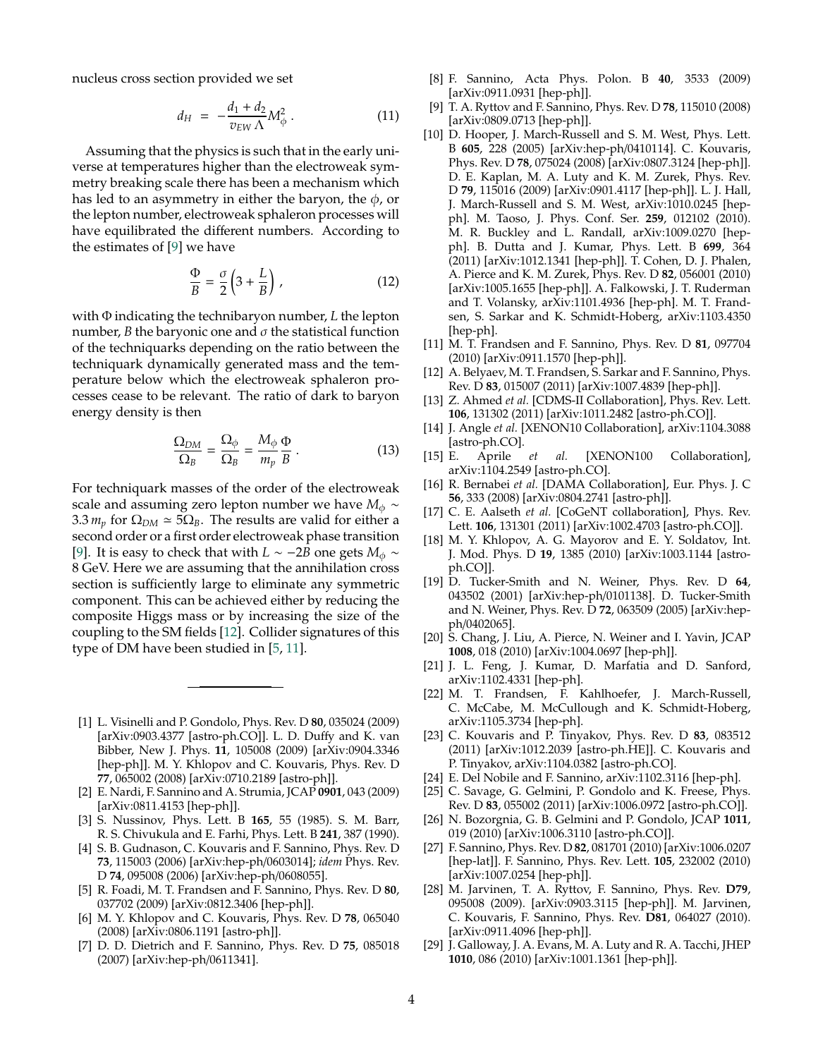nucleus cross section provided we set

$$d_H = -\frac{d_1 + d_2}{v_{EW}\,\Lambda} M_\phi^2 . \tag{11}$$

Assuming that the physics is such that in the early universe at temperatures higher than the electroweak symmetry breaking scale there has been a mechanism which has led to an asymmetry in either the baryon, the $\phi$, or the lepton number, electroweak sphaleron processes will have equilibrated the different numbers. According to the estimates of [9] we have

$$\frac{\Phi}{B} = \frac{\sigma}{2}\left(3 + \frac{L}{B}\right) , \tag{12}$$

with $\Phi$ indicating the technibaryon number, $L$ the lepton number, $B$ the baryonic one and $\sigma$ the statistical function of the techniquarks depending on the ratio between the techniquark dynamically generated mass and the temperature below which the electroweak sphaleron processes cease to be relevant. The ratio of dark to baryon energy density is then

$$\frac{\Omega_{DM}}{\Omega_B} = \frac{\Omega_\phi}{\Omega_B} = \frac{M_\phi}{m_p}\frac{\Phi}{B} . \tag{13}$$

For techniquark masses of the order of the electroweak scale and assuming zero lepton number we have $M_\phi \sim 3.3\, m_p$ for $\Omega_{DM} \simeq 5\Omega_B$. The results are valid for either a second order or a first order electroweak phase transition [9]. It is easy to check that with $L \sim -2B$ one gets $M_\phi \sim 8$ GeV. Here we are assuming that the annihilation cross section is sufficiently large to eliminate any symmetric component. This can be achieved either by reducing the composite Higgs mass or by increasing the size of the coupling to the SM fields [12]. Collider signatures of this type of DM have been studied in [5, 11].

---

[1] L. Visinelli and P. Gondolo, Phys. Rev. D **80**, 035024 (2009) [arXiv:0903.4377 [astro-ph.CO]]. L. D. Duffy and K. van Bibber, New J. Phys. **11**, 105008 (2009) [arXiv:0904.3346 [hep-ph]]. M. Y. Khlopov and C. Kouvaris, Phys. Rev. D **77**, 065002 (2008) [arXiv:0710.2189 [astro-ph]].

[2] E. Nardi, F. Sannino and A. Strumia, JCAP **0901**, 043 (2009) [arXiv:0811.4153 [hep-ph]].

[3] S. Nussinov, Phys. Lett. B **165**, 55 (1985). S. M. Barr, R. S. Chivukula and E. Farhi, Phys. Lett. B **241**, 387 (1990).

[4] S. B. Gudnason, C. Kouvaris and F. Sannino, Phys. Rev. D **73**, 115003 (2006) [arXiv:hep-ph/0603014]; *idem* Phys. Rev. D **74**, 095008 (2006) [arXiv:hep-ph/0608055].

[5] R. Foadi, M. T. Frandsen and F. Sannino, Phys. Rev. D **80**, 037702 (2009) [arXiv:0812.3406 [hep-ph]].

[6] M. Y. Khlopov and C. Kouvaris, Phys. Rev. D **78**, 065040 (2008) [arXiv:0806.1191 [astro-ph]].

[7] D. D. Dietrich and F. Sannino, Phys. Rev. D **75**, 085018 (2007) [arXiv:hep-ph/0611341].

[8] F. Sannino, Acta Phys. Polon. B **40**, 3533 (2009) [arXiv:0911.0931 [hep-ph]].

[9] T. A. Ryttov and F. Sannino, Phys. Rev. D **78**, 115010 (2008) [arXiv:0809.0713 [hep-ph]].

[10] D. Hooper, J. March-Russell and S. M. West, Phys. Lett. B **605**, 228 (2005) [arXiv:hep-ph/0410114]. C. Kouvaris, Phys. Rev. D **78**, 075024 (2008) [arXiv:0807.3124 [hep-ph]]. D. E. Kaplan, M. A. Luty and K. M. Zurek, Phys. Rev. D **79**, 115016 (2009) [arXiv:0901.4117 [hep-ph]]. L. J. Hall, J. March-Russell and S. M. West, arXiv:1010.0245 [hep-ph]. M. Taoso, J. Phys. Conf. Ser. **259**, 012102 (2010). M. R. Buckley and L. Randall, arXiv:1009.0270 [hep-ph]. B. Dutta and J. Kumar, Phys. Lett. B **699**, 364 (2011) [arXiv:1012.1341 [hep-ph]]. T. Cohen, D. J. Phalen, A. Pierce and K. M. Zurek, Phys. Rev. D **82**, 056001 (2010) [arXiv:1005.1655 [hep-ph]]. A. Falkowski, J. T. Ruderman and T. Volansky, arXiv:1101.4936 [hep-ph]. M. T. Frandsen, S. Sarkar and K. Schmidt-Hoberg, arXiv:1103.4350 [hep-ph].

[11] M. T. Frandsen and F. Sannino, Phys. Rev. D **81**, 097704 (2010) [arXiv:0911.1570 [hep-ph]].

[12] A. Belyaev, M. T. Frandsen, S. Sarkar and F. Sannino, Phys. Rev. D **83**, 015007 (2011) [arXiv:1007.4839 [hep-ph]].

[13] Z. Ahmed *et al.* [CDMS-II Collaboration], Phys. Rev. Lett. **106**, 131302 (2011) [arXiv:1011.2482 [astro-ph.CO]].

[14] J. Angle *et al.* [XENON10 Collaboration], arXiv:1104.3088 [astro-ph.CO].

[15] E. Aprile *et al.* [XENON100 Collaboration], arXiv:1104.2549 [astro-ph.CO].

[16] R. Bernabei *et al.* [DAMA Collaboration], Eur. Phys. J. C **56**, 333 (2008) [arXiv:0804.2741 [astro-ph]].

[17] C. E. Aalseth *et al.* [CoGeNT collaboration], Phys. Rev. Lett. **106**, 131301 (2011) [arXiv:1002.4703 [astro-ph.CO]].

[18] M. Y. Khlopov, A. G. Mayorov and E. Y. Soldatov, Int. J. Mod. Phys. D **19**, 1385 (2010) [arXiv:1003.1144 [astro-ph.CO]].

[19] D. Tucker-Smith and N. Weiner, Phys. Rev. D **64**, 043502 (2001) [arXiv:hep-ph/0101138]. D. Tucker-Smith and N. Weiner, Phys. Rev. D **72**, 063509 (2005) [arXiv:hep-ph/0402065].

[20] S. Chang, J. Liu, A. Pierce, N. Weiner and I. Yavin, JCAP **1008**, 018 (2010) [arXiv:1004.0697 [hep-ph]].

[21] J. L. Feng, J. Kumar, D. Marfatia and D. Sanford, arXiv:1102.4331 [hep-ph].

[22] M. T. Frandsen, F. Kahlhoefer, J. March-Russell, C. McCabe, M. McCullough and K. Schmidt-Hoberg, arXiv:1105.3734 [hep-ph].

[23] C. Kouvaris and P. Tinyakov, Phys. Rev. D **83**, 083512 (2011) [arXiv:1012.2039 [astro-ph.HE]]. C. Kouvaris and P. Tinyakov, arXiv:1104.0382 [astro-ph.CO].

[24] E. Del Nobile and F. Sannino, arXiv:1102.3116 [hep-ph].

[25] C. Savage, G. Gelmini, P. Gondolo and K. Freese, Phys. Rev. D **83**, 055002 (2011) [arXiv:1006.0972 [astro-ph.CO]].

[26] N. Bozorgnia, G. B. Gelmini and P. Gondolo, JCAP **1011**, 019 (2010) [arXiv:1006.3110 [astro-ph.CO]].

[27] F. Sannino, Phys. Rev. D **82**, 081701 (2010) [arXiv:1006.0207 [hep-lat]]. F. Sannino, Phys. Rev. Lett. **105**, 232002 (2010) [arXiv:1007.0254 [hep-ph]].

[28] M. Jarvinen, T. A. Ryttov, F. Sannino, Phys. Rev. **D79**, 095008 (2009). [arXiv:0903.3115 [hep-ph]]. M. Jarvinen, C. Kouvaris, F. Sannino, Phys. Rev. **D81**, 064027 (2010). [arXiv:0911.4096 [hep-ph]].

[29] J. Galloway, J. A. Evans, M. A. Luty and R. A. Tacchi, JHEP **1010**, 086 (2010) [arXiv:1001.1361 [hep-ph]].